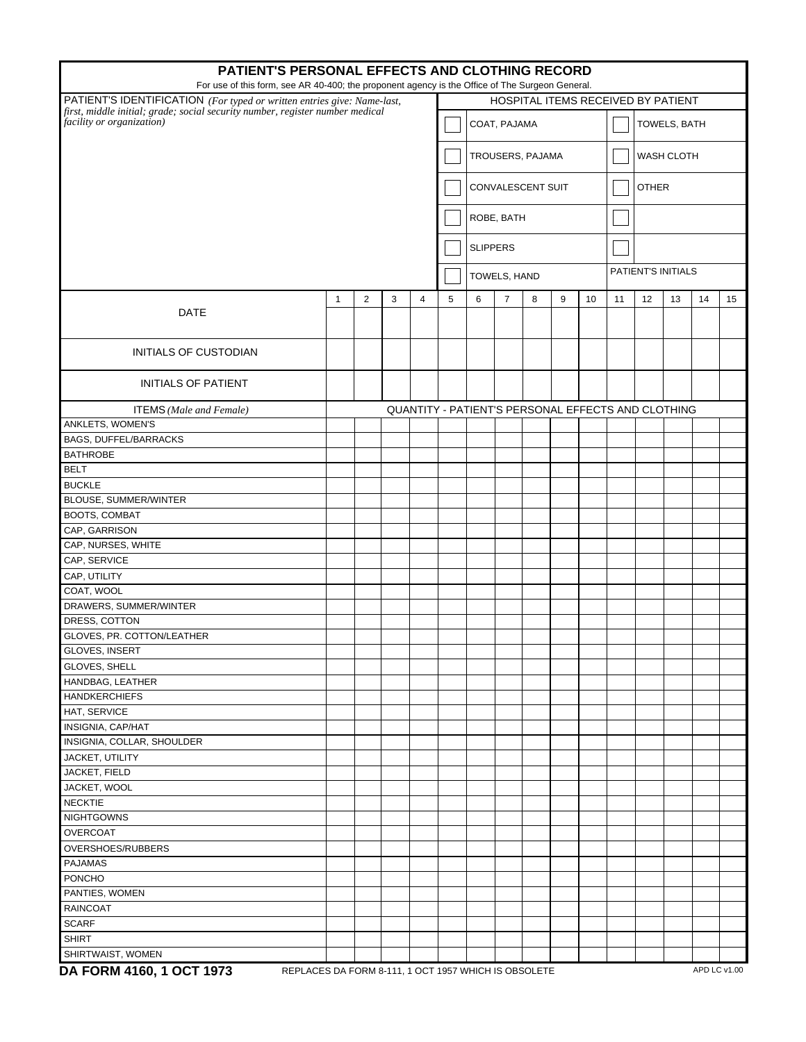# PATIENT'S PERSONAL EFFECTS AND CLOTHING RECORD

For use of this form, see AR 40-400; the proponent agency is the Office of The Surgeon General.

| PATIENT'S IDENTIFICATION *(For typed or written entries give: Name-last, first, middle initial; grade; social security number, register number medical facility or organization)* | HOSPITAL ITEMS RECEIVED BY PATIENT | |
|---|---|---|
| | ☐ COAT, PAJAMA | ☐ TOWELS, BATH |
| | ☐ TROUSERS, PAJAMA | ☐ WASH CLOTH |
| | ☐ CONVALESCENT SUIT | ☐ OTHER |
| | ☐ ROBE, BATH | ☐ |
| | ☐ SLIPPERS | ☐ |
| | ☐ TOWELS, HAND | PATIENT'S INITIALS |

| | 1 | 2 | 3 | 4 | 5 | 6 | 7 | 8 | 9 | 10 | 11 | 12 | 13 | 14 | 15 |
|---|---|---|---|---|---|---|---|---|---|---|---|---|---|---|---|
| DATE | | | | | | | | | | | | | | | |
| INITIALS OF CUSTODIAN | | | | | | | | | | | | | | | |
| INITIALS OF PATIENT | | | | | | | | | | | | | | | |
| ITEMS *(Male and Female)* | QUANTITY - PATIENT'S PERSONAL EFFECTS AND CLOTHING | | | | | | | | | | | | | | |
| ANKLETS, WOMEN'S | | | | | | | | | | | | | | | |
| BAGS, DUFFEL/BARRACKS | | | | | | | | | | | | | | | |
| BATHROBE | | | | | | | | | | | | | | | |
| BELT | | | | | | | | | | | | | | | |
| BUCKLE | | | | | | | | | | | | | | | |
| BLOUSE, SUMMER/WINTER | | | | | | | | | | | | | | | |
| BOOTS, COMBAT | | | | | | | | | | | | | | | |
| CAP, GARRISON | | | | | | | | | | | | | | | |
| CAP, NURSES, WHITE | | | | | | | | | | | | | | | |
| CAP, SERVICE | | | | | | | | | | | | | | | |
| CAP, UTILITY | | | | | | | | | | | | | | | |
| COAT, WOOL | | | | | | | | | | | | | | | |
| DRAWERS, SUMMER/WINTER | | | | | | | | | | | | | | | |
| DRESS, COTTON | | | | | | | | | | | | | | | |
| GLOVES, PR. COTTON/LEATHER | | | | | | | | | | | | | | | |
| GLOVES, INSERT | | | | | | | | | | | | | | | |
| GLOVES, SHELL | | | | | | | | | | | | | | | |
| HANDBAG, LEATHER | | | | | | | | | | | | | | | |
| HANDKERCHIEFS | | | | | | | | | | | | | | | |
| HAT, SERVICE | | | | | | | | | | | | | | | |
| INSIGNIA, CAP/HAT | | | | | | | | | | | | | | | |
| INSIGNIA, COLLAR, SHOULDER | | | | | | | | | | | | | | | |
| JACKET, UTILITY | | | | | | | | | | | | | | | |
| JACKET, FIELD | | | | | | | | | | | | | | | |
| JACKET, WOOL | | | | | | | | | | | | | | | |
| NECKTIE | | | | | | | | | | | | | | | |
| NIGHTGOWNS | | | | | | | | | | | | | | | |
| OVERCOAT | | | | | | | | | | | | | | | |
| OVERSHOES/RUBBERS | | | | | | | | | | | | | | | |
| PAJAMAS | | | | | | | | | | | | | | | |
| PONCHO | | | | | | | | | | | | | | | |
| PANTIES, WOMEN | | | | | | | | | | | | | | | |
| RAINCOAT | | | | | | | | | | | | | | | |
| SCARF | | | | | | | | | | | | | | | |
| SHIRT | | | | | | | | | | | | | | | |
| SHIRTWAIST, WOMEN | | | | | | | | | | | | | | | |

**DA FORM 4160, 1 OCT 1973** REPLACES DA FORM 8-111, 1 OCT 1957 WHICH IS OBSOLETE APD LC v1.00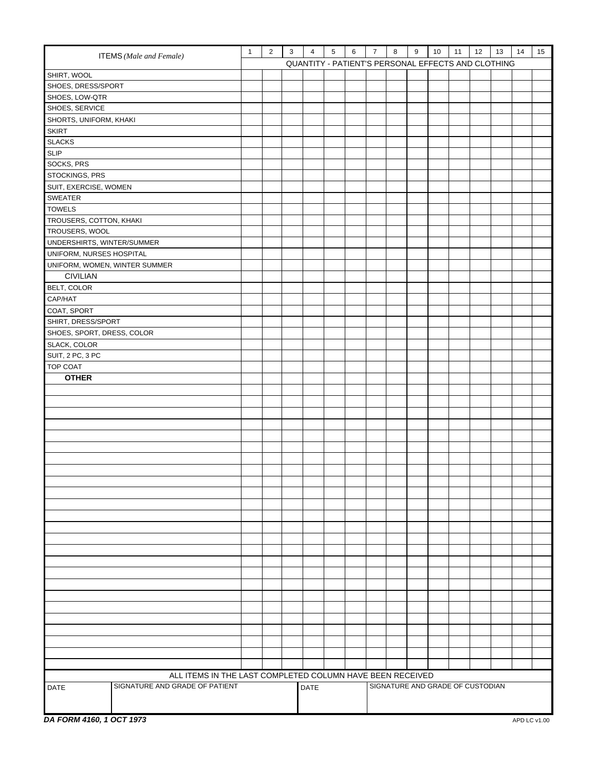| ITEMS *(Male and Female)* | 1 | 2 | 3 | 4 | 5 | 6 | 7 | 8 | 9 | 10 | 11 | 12 | 13 | 14 | 15 |
|---|---|---|---|---|---|---|---|---|---|---|---|---|---|---|---|
| | QUANTITY - PATIENT'S PERSONAL EFFECTS AND CLOTHING | | | | | | | | | | | | | | |
| SHIRT, WOOL | | | | | | | | | | | | | | | |
| SHOES, DRESS/SPORT | | | | | | | | | | | | | | | |
| SHOES, LOW-QTR | | | | | | | | | | | | | | | |
| SHOES, SERVICE | | | | | | | | | | | | | | | |
| SHORTS, UNIFORM, KHAKI | | | | | | | | | | | | | | | |
| SKIRT | | | | | | | | | | | | | | | |
| SLACKS | | | | | | | | | | | | | | | |
| SLIP | | | | | | | | | | | | | | | |
| SOCKS, PRS | | | | | | | | | | | | | | | |
| STOCKINGS, PRS | | | | | | | | | | | | | | | |
| SUIT, EXERCISE, WOMEN | | | | | | | | | | | | | | | |
| SWEATER | | | | | | | | | | | | | | | |
| TOWELS | | | | | | | | | | | | | | | |
| TROUSERS, COTTON, KHAKI | | | | | | | | | | | | | | | |
| TROUSERS, WOOL | | | | | | | | | | | | | | | |
| UNDERSHIRTS, WINTER/SUMMER | | | | | | | | | | | | | | | |
| UNIFORM, NURSES HOSPITAL | | | | | | | | | | | | | | | |
| UNIFORM, WOMEN, WINTER SUMMER | | | | | | | | | | | | | | | |
| CIVILIAN | | | | | | | | | | | | | | | |
| BELT, COLOR | | | | | | | | | | | | | | | |
| CAP/HAT | | | | | | | | | | | | | | | |
| COAT, SPORT | | | | | | | | | | | | | | | |
| SHIRT, DRESS/SPORT | | | | | | | | | | | | | | | |
| SHOES, SPORT, DRESS, COLOR | | | | | | | | | | | | | | | |
| SLACK, COLOR | | | | | | | | | | | | | | | |
| SUIT, 2 PC, 3 PC | | | | | | | | | | | | | | | |
| TOP COAT | | | | | | | | | | | | | | | |
| **OTHER** | | | | | | | | | | | | | | | |
| | | | | | | | | | | | | | | | |
| | | | | | | | | | | | | | | | |
| | | | | | | | | | | | | | | | |
| | | | | | | | | | | | | | | | |
| | | | | | | | | | | | | | | | |
| | | | | | | | | | | | | | | | |
| | | | | | | | | | | | | | | | |
| | | | | | | | | | | | | | | | |
| | | | | | | | | | | | | | | | |
| | | | | | | | | | | | | | | | |
| | | | | | | | | | | | | | | | |
| | | | | | | | | | | | | | | | |
| | | | | | | | | | | | | | | | |
| | | | | | | | | | | | | | | | |
| | | | | | | | | | | | | | | | |
| | | | | | | | | | | | | | | | |
| | | | | | | | | | | | | | | | |
| | | | | | | | | | | | | | | | |
| | | | | | | | | | | | | | | | |
| | | | | | | | | | | | | | | | |
| | | | | | | | | | | | | | | | |
| | | | | | | | | | | | | | | | |
| | | | | | | | | | | | | | | | |
| | | | | | | | | | | | | | | | |
| | | | | | | | | | | | | | | | |

ALL ITEMS IN THE LAST COMPLETED COLUMN HAVE BEEN RECEIVED

| DATE | SIGNATURE AND GRADE OF PATIENT | DATE | SIGNATURE AND GRADE OF CUSTODIAN |
|---|---|---|---|
| | | | |

***DA FORM 4160, 1 OCT 1973*** APD LC v1.00